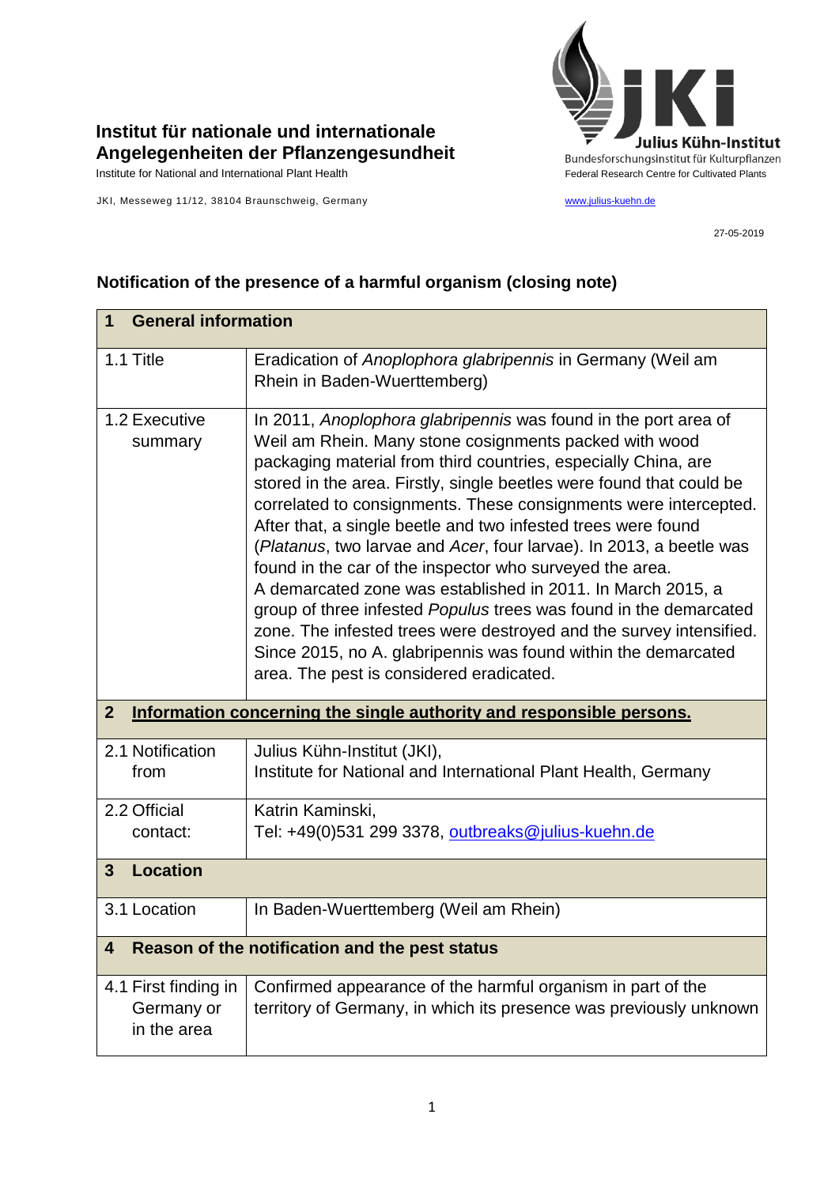**Institut für nationale und internationale Angelegenheiten der Pflanzengesundheit**

Institute for National and International Plant Health

JKI, Messeweg 11/12, 38104 Braunschweig, Germany

Julius Kühn-Institut
Bundesforschungsinstitut für Kulturpflanzen
Federal Research Centre for Cultivated Plants

www.julius-kuehn.de

27-05-2019

## Notification of the presence of a harmful organism (closing note)

| **1 General information** | |
|---|---|
| 1.1 Title | Eradication of *Anoplophora glabripennis* in Germany (Weil am Rhein in Baden-Wuerttemberg) |
| 1.2 Executive summary | In 2011, *Anoplophora glabripennis* was found in the port area of Weil am Rhein. Many stone cosignments packed with wood packaging material from third countries, especially China, are stored in the area. Firstly, single beetles were found that could be correlated to consignments. These consignments were intercepted. After that, a single beetle and two infested trees were found (*Platanus*, two larvae and *Acer*, four larvae). In 2013, a beetle was found in the car of the inspector who surveyed the area. A demarcated zone was established in 2011. In March 2015, a group of three infested *Populus* trees was found in the demarcated zone. The infested trees were destroyed and the survey intensified. Since 2015, no A. glabripennis was found within the demarcated area. The pest is considered eradicated. |
| **2 Information concerning the single authority and responsible persons.** | |
| 2.1 Notification from | Julius Kühn-Institut (JKI), Institute for National and International Plant Health, Germany |
| 2.2 Official contact: | Katrin Kaminski, Tel: +49(0)531 299 3378, outbreaks@julius-kuehn.de |
| **3 Location** | |
| 3.1 Location | In Baden-Wuerttemberg (Weil am Rhein) |
| **4 Reason of the notification and the pest status** | |
| 4.1 First finding in Germany or in the area | Confirmed appearance of the harmful organism in part of the territory of Germany, in which its presence was previously unknown |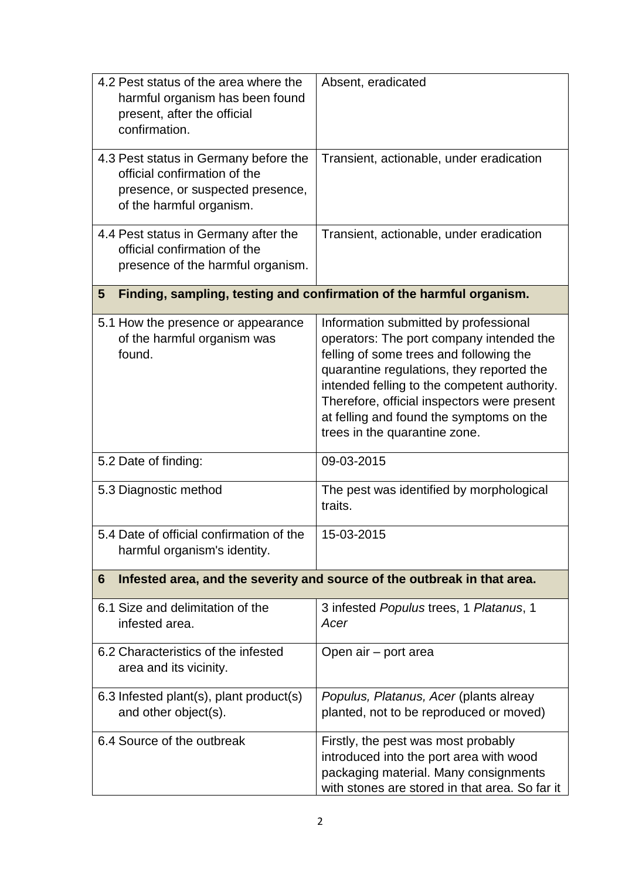| | |
|---|---|
| 4.2 Pest status of the area where the harmful organism has been found present, after the official confirmation. | Absent, eradicated |
| 4.3 Pest status in Germany before the official confirmation of the presence, or suspected presence, of the harmful organism. | Transient, actionable, under eradication |
| 4.4 Pest status in Germany after the official confirmation of the presence of the harmful organism. | Transient, actionable, under eradication |
| **5 Finding, sampling, testing and confirmation of the harmful organism.** | |
| 5.1 How the presence or appearance of the harmful organism was found. | Information submitted by professional operators: The port company intended the felling of some trees and following the quarantine regulations, they reported the intended felling to the competent authority. Therefore, official inspectors were present at felling and found the symptoms on the trees in the quarantine zone. |
| 5.2 Date of finding: | 09-03-2015 |
| 5.3 Diagnostic method | The pest was identified by morphological traits. |
| 5.4 Date of official confirmation of the harmful organism's identity. | 15-03-2015 |
| **6 Infested area, and the severity and source of the outbreak in that area.** | |
| 6.1 Size and delimitation of the infested area. | 3 infested *Populus* trees, 1 *Platanus*, 1 *Acer* |
| 6.2 Characteristics of the infested area and its vicinity. | Open air – port area |
| 6.3 Infested plant(s), plant product(s) and other object(s). | *Populus, Platanus, Acer* (plants alreay planted, not to be reproduced or moved) |
| 6.4 Source of the outbreak | Firstly, the pest was most probably introduced into the port area with wood packaging material. Many consignments with stones are stored in that area. So far it |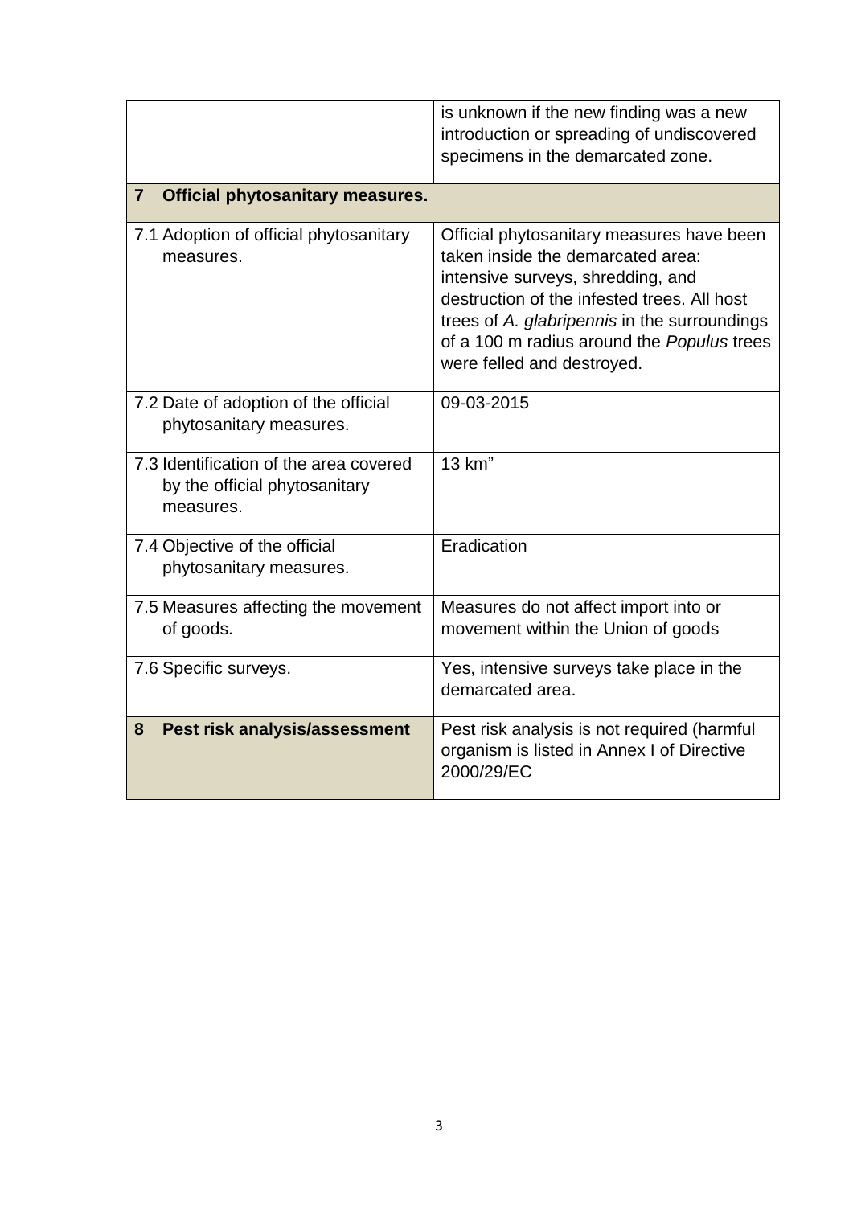| | |
|---|---|
| | is unknown if the new finding was a new introduction or spreading of undiscovered specimens in the demarcated zone. |
| **7 Official phytosanitary measures.** | |
| 7.1 Adoption of official phytosanitary measures. | Official phytosanitary measures have been taken inside the demarcated area: intensive surveys, shredding, and destruction of the infested trees. All host trees of *A. glabripennis* in the surroundings of a 100 m radius around the *Populus* trees were felled and destroyed. |
| 7.2 Date of adoption of the official phytosanitary measures. | 09-03-2015 |
| 7.3 Identification of the area covered by the official phytosanitary measures. | 13 km" |
| 7.4 Objective of the official phytosanitary measures. | Eradication |
| 7.5 Measures affecting the movement of goods. | Measures do not affect import into or movement within the Union of goods |
| 7.6 Specific surveys. | Yes, intensive surveys take place in the demarcated area. |
| **8 Pest risk analysis/assessment** | Pest risk analysis is not required (harmful organism is listed in Annex I of Directive 2000/29/EC |